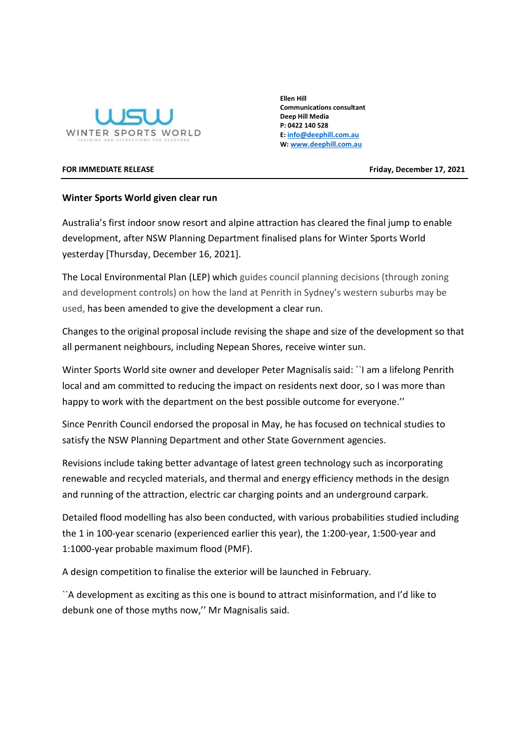WSW
WINTER SPORTS WORLD
TRAINING AND ATTRACTIONS FOR EVERYONE

**Ellen Hill**
**Communications consultant**
**Deep Hill Media**
**P: 0422 140 528**
**E: info@deephill.com.au**
**W: www.deephill.com.au**

**FOR IMMEDIATE RELEASE** — **Friday, December 17, 2021**

**Winter Sports World given clear run**

Australia's first indoor snow resort and alpine attraction has cleared the final jump to enable development, after NSW Planning Department finalised plans for Winter Sports World yesterday [Thursday, December 16, 2021].

The Local Environmental Plan (LEP) which guides council planning decisions (through zoning and development controls) on how the land at Penrith in Sydney's western suburbs may be used, has been amended to give the development a clear run.

Changes to the original proposal include revising the shape and size of the development so that all permanent neighbours, including Nepean Shores, receive winter sun.

Winter Sports World site owner and developer Peter Magnisalis said: ``I am a lifelong Penrith local and am committed to reducing the impact on residents next door, so I was more than happy to work with the department on the best possible outcome for everyone.''

Since Penrith Council endorsed the proposal in May, he has focused on technical studies to satisfy the NSW Planning Department and other State Government agencies.

Revisions include taking better advantage of latest green technology such as incorporating renewable and recycled materials, and thermal and energy efficiency methods in the design and running of the attraction, electric car charging points and an underground carpark.

Detailed flood modelling has also been conducted, with various probabilities studied including the 1 in 100-year scenario (experienced earlier this year), the 1:200-year, 1:500-year and 1:1000-year probable maximum flood (PMF).

A design competition to finalise the exterior will be launched in February.

``A development as exciting as this one is bound to attract misinformation, and I'd like to debunk one of those myths now,'' Mr Magnisalis said.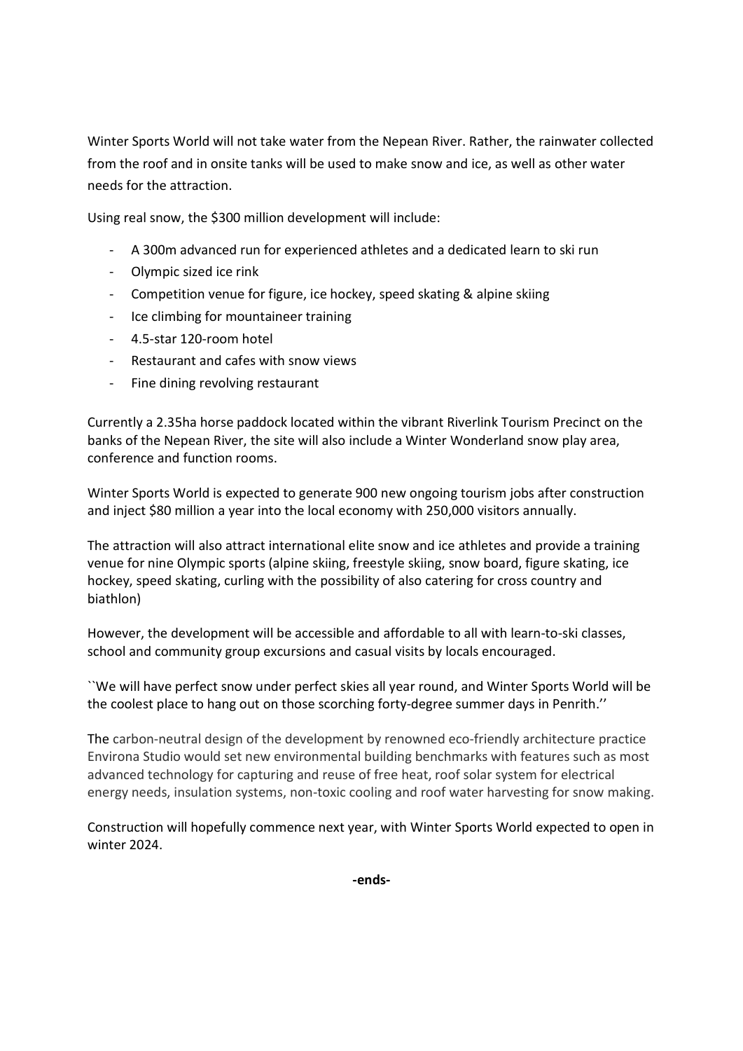Winter Sports World will not take water from the Nepean River. Rather, the rainwater collected from the roof and in onsite tanks will be used to make snow and ice, as well as other water needs for the attraction.

Using real snow, the $300 million development will include:

- A 300m advanced run for experienced athletes and a dedicated learn to ski run
- Olympic sized ice rink
- Competition venue for figure, ice hockey, speed skating & alpine skiing
- Ice climbing for mountaineer training
- 4.5-star 120-room hotel
- Restaurant and cafes with snow views
- Fine dining revolving restaurant

Currently a 2.35ha horse paddock located within the vibrant Riverlink Tourism Precinct on the banks of the Nepean River, the site will also include a Winter Wonderland snow play area, conference and function rooms.

Winter Sports World is expected to generate 900 new ongoing tourism jobs after construction and inject $80 million a year into the local economy with 250,000 visitors annually.

The attraction will also attract international elite snow and ice athletes and provide a training venue for nine Olympic sports (alpine skiing, freestyle skiing, snow board, figure skating, ice hockey, speed skating, curling with the possibility of also catering for cross country and biathlon)

However, the development will be accessible and affordable to all with learn-to-ski classes, school and community group excursions and casual visits by locals encouraged.

``We will have perfect snow under perfect skies all year round, and Winter Sports World will be the coolest place to hang out on those scorching forty-degree summer days in Penrith.''

The carbon-neutral design of the development by renowned eco-friendly architecture practice Environa Studio would set new environmental building benchmarks with features such as most advanced technology for capturing and reuse of free heat, roof solar system for electrical energy needs, insulation systems, non-toxic cooling and roof water harvesting for snow making.

Construction will hopefully commence next year, with Winter Sports World expected to open in winter 2024.

**-ends-**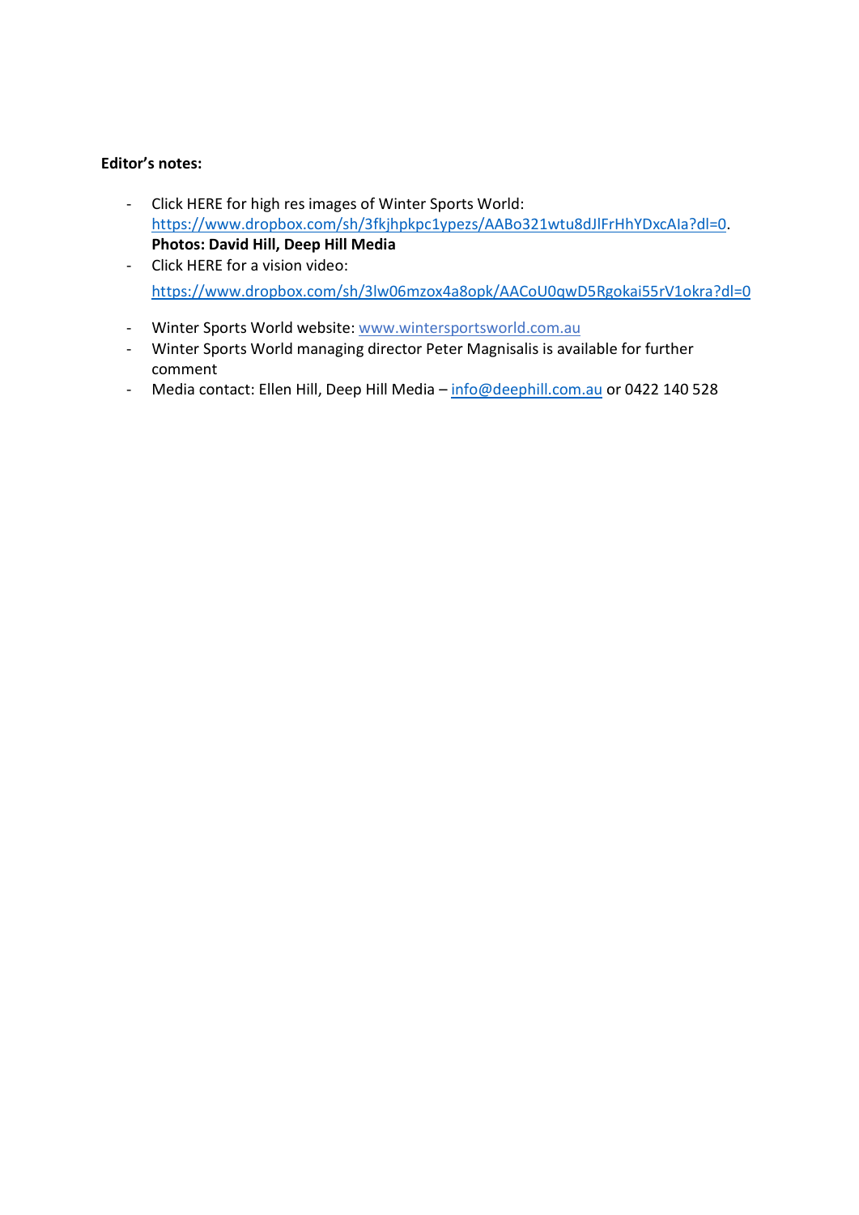**Editor's notes:**

- Click HERE for high res images of Winter Sports World: https://www.dropbox.com/sh/3fkjhpkpc1ypezs/AABo321wtu8dJlFrHhYDxcAla?dl=0. **Photos: David Hill, Deep Hill Media**
- Click HERE for a vision video: https://www.dropbox.com/sh/3lw06mzox4a8opk/AACoU0qwD5Rgokai55rV1okra?dl=0
- Winter Sports World website: www.wintersportsworld.com.au
- Winter Sports World managing director Peter Magnisalis is available for further comment
- Media contact: Ellen Hill, Deep Hill Media – info@deephill.com.au or 0422 140 528